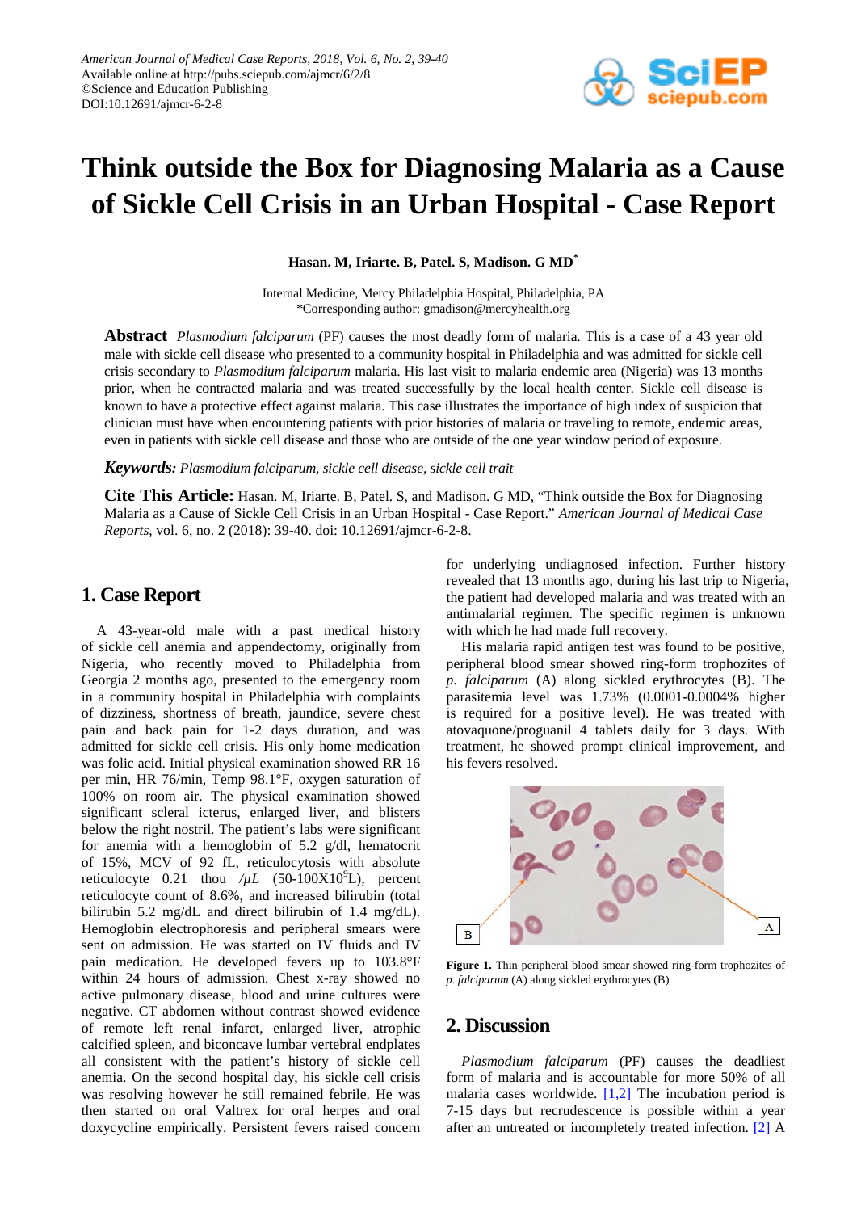# Think outside the Box for Diagnosing Malaria as a Cause of Sickle Cell Crisis in an Urban Hospital - Case Report

**Hasan. M, Iriarte. B, Patel. S, Madison. G MD***

Internal Medicine, Mercy Philadelphia Hospital, Philadelphia, PA
*Corresponding author: gmadison@mercyhealth.org

**Abstract** *Plasmodium falciparum* (PF) causes the most deadly form of malaria. This is a case of a 43 year old male with sickle cell disease who presented to a community hospital in Philadelphia and was admitted for sickle cell crisis secondary to *Plasmodium falciparum* malaria. His last visit to malaria endemic area (Nigeria) was 13 months prior, when he contracted malaria and was treated successfully by the local health center. Sickle cell disease is known to have a protective effect against malaria. This case illustrates the importance of high index of suspicion that clinician must have when encountering patients with prior histories of malaria or traveling to remote, endemic areas, even in patients with sickle cell disease and those who are outside of the one year window period of exposure.

***Keywords:*** *Plasmodium falciparum, sickle cell disease, sickle cell trait*

**Cite This Article:** Hasan. M, Iriarte. B, Patel. S, and Madison. G MD, "Think outside the Box for Diagnosing Malaria as a Cause of Sickle Cell Crisis in an Urban Hospital - Case Report." *American Journal of Medical Case Reports*, vol. 6, no. 2 (2018): 39-40. doi: 10.12691/ajmcr-6-2-8.

## 1. Case Report

A 43-year-old male with a past medical history of sickle cell anemia and appendectomy, originally from Nigeria, who recently moved to Philadelphia from Georgia 2 months ago, presented to the emergency room in a community hospital in Philadelphia with complaints of dizziness, shortness of breath, jaundice, severe chest pain and back pain for 1-2 days duration, and was admitted for sickle cell crisis. His only home medication was folic acid. Initial physical examination showed RR 16 per min, HR 76/min, Temp 98.1°F, oxygen saturation of 100% on room air. The physical examination showed significant scleral icterus, enlarged liver, and blisters below the right nostril. The patient's labs were significant for anemia with a hemoglobin of 5.2 g/dl, hematocrit of 15%, MCV of 92 fL, reticulocytosis with absolute reticulocyte 0.21 thou $/\mu L$ ($50\text{-}100 \times 10^9$L), percent reticulocyte count of 8.6%, and increased bilirubin (total bilirubin 5.2 mg/dL and direct bilirubin of 1.4 mg/dL). Hemoglobin electrophoresis and peripheral smears were sent on admission. He was started on IV fluids and IV pain medication. He developed fevers up to 103.8°F within 24 hours of admission. Chest x-ray showed no active pulmonary disease, blood and urine cultures were negative. CT abdomen without contrast showed evidence of remote left renal infarct, enlarged liver, atrophic calcified spleen, and biconcave lumbar vertebral endplates all consistent with the patient's history of sickle cell anemia. On the second hospital day, his sickle cell crisis was resolving however he still remained febrile. He was then started on oral Valtrex for oral herpes and oral doxycycline empirically. Persistent fevers raised concern for underlying undiagnosed infection. Further history revealed that 13 months ago, during his last trip to Nigeria, the patient had developed malaria and was treated with an antimalarial regimen. The specific regimen is unknown with which he had made full recovery.

His malaria rapid antigen test was found to be positive, peripheral blood smear showed ring-form trophozites of *p. falciparum* (A) along sickled erythrocytes (B). The parasitemia level was 1.73% (0.0001-0.0004% higher is required for a positive level). He was treated with atovaquone/proguanil 4 tablets daily for 3 days. With treatment, he showed prompt clinical improvement, and his fevers resolved.

**Figure 1.** Thin peripheral blood smear showed ring-form trophozites of *p. falciparum* (A) along sickled erythrocytes (B)

## 2. Discussion

*Plasmodium falciparum* (PF) causes the deadliest form of malaria and is accountable for more 50% of all malaria cases worldwide. [1,2] The incubation period is 7-15 days but recrudescence is possible within a year after an untreated or incompletely treated infection. [2] A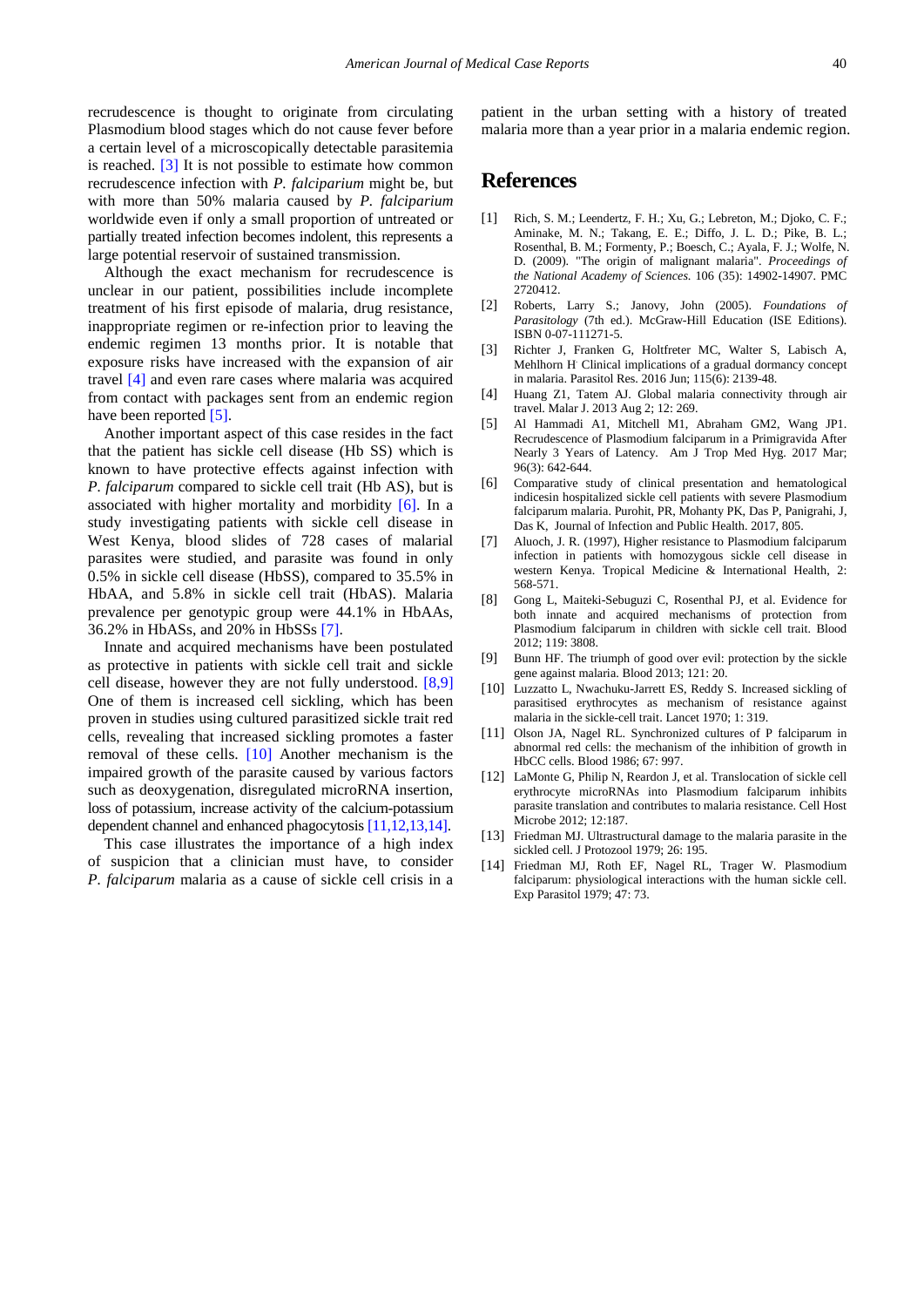recrudescence is thought to originate from circulating Plasmodium blood stages which do not cause fever before a certain level of a microscopically detectable parasitemia is reached. [3] It is not possible to estimate how common recrudescence infection with *P. falciparium* might be, but with more than 50% malaria caused by *P. falciparium* worldwide even if only a small proportion of untreated or partially treated infection becomes indolent, this represents a large potential reservoir of sustained transmission.

Although the exact mechanism for recrudescence is unclear in our patient, possibilities include incomplete treatment of his first episode of malaria, drug resistance, inappropriate regimen or re-infection prior to leaving the endemic regimen 13 months prior. It is notable that exposure risks have increased with the expansion of air travel [4] and even rare cases where malaria was acquired from contact with packages sent from an endemic region have been reported [5].

Another important aspect of this case resides in the fact that the patient has sickle cell disease (Hb SS) which is known to have protective effects against infection with *P. falciparum* compared to sickle cell trait (Hb AS), but is associated with higher mortality and morbidity [6]. In a study investigating patients with sickle cell disease in West Kenya, blood slides of 728 cases of malarial parasites were studied, and parasite was found in only 0.5% in sickle cell disease (HbSS), compared to 35.5% in HbAA, and 5.8% in sickle cell trait (HbAS). Malaria prevalence per genotypic group were 44.1% in HbAAs, 36.2% in HbASs, and 20% in HbSSs [7].

Innate and acquired mechanisms have been postulated as protective in patients with sickle cell trait and sickle cell disease, however they are not fully understood. [8,9] One of them is increased cell sickling, which has been proven in studies using cultured parasitized sickle trait red cells, revealing that increased sickling promotes a faster removal of these cells. [10] Another mechanism is the impaired growth of the parasite caused by various factors such as deoxygenation, disregulated microRNA insertion, loss of potassium, increase activity of the calcium-potassium dependent channel and enhanced phagocytosis [11,12,13,14].

This case illustrates the importance of a high index of suspicion that a clinician must have, to consider *P. falciparum* malaria as a cause of sickle cell crisis in a patient in the urban setting with a history of treated malaria more than a year prior in a malaria endemic region.

## References

[1] Rich, S. M.; Leendertz, F. H.; Xu, G.; Lebreton, M.; Djoko, C. F.; Aminake, M. N.; Takang, E. E.; Diffo, J. L. D.; Pike, B. L.; Rosenthal, B. M.; Formenty, P.; Boesch, C.; Ayala, F. J.; Wolfe, N. D. (2009). "The origin of malignant malaria". *Proceedings of the National Academy of Sciences.* 106 (35): 14902-14907. PMC 2720412.

[2] Roberts, Larry S.; Janovy, John (2005). *Foundations of Parasitology* (7th ed.). McGraw-Hill Education (ISE Editions). ISBN 0-07-111271-5.

[3] Richter J, Franken G, Holtfreter MC, Walter S, Labisch A, Mehlhorn H. Clinical implications of a gradual dormancy concept in malaria. Parasitol Res. 2016 Jun; 115(6): 2139-48.

[4] Huang Z1, Tatem AJ. Global malaria connectivity through air travel. Malar J. 2013 Aug 2; 12: 269.

[5] Al Hammadi A1, Mitchell M1, Abraham GM2, Wang JP1. Recrudescence of Plasmodium falciparum in a Primigravida After Nearly 3 Years of Latency. Am J Trop Med Hyg. 2017 Mar; 96(3): 642-644.

[6] Comparative study of clinical presentation and hematological indicesin hospitalized sickle cell patients with severe Plasmodium falciparum malaria. Purohit, PR, Mohanty PK, Das P, Panigrahi, J, Das K, Journal of Infection and Public Health. 2017, 805.

[7] Aluoch, J. R. (1997), Higher resistance to Plasmodium falciparum infection in patients with homozygous sickle cell disease in western Kenya. Tropical Medicine & International Health, 2: 568-571.

[8] Gong L, Maiteki-Sebuguzi C, Rosenthal PJ, et al. Evidence for both innate and acquired mechanisms of protection from Plasmodium falciparum in children with sickle cell trait. Blood 2012; 119: 3808.

[9] Bunn HF. The triumph of good over evil: protection by the sickle gene against malaria. Blood 2013; 121: 20.

[10] Luzzatto L, Nwachuku-Jarrett ES, Reddy S. Increased sickling of parasitised erythrocytes as mechanism of resistance against malaria in the sickle-cell trait. Lancet 1970; 1: 319.

[11] Olson JA, Nagel RL. Synchronized cultures of P falciparum in abnormal red cells: the mechanism of the inhibition of growth in HbCC cells. Blood 1986; 67: 997.

[12] LaMonte G, Philip N, Reardon J, et al. Translocation of sickle cell erythrocyte microRNAs into Plasmodium falciparum inhibits parasite translation and contributes to malaria resistance. Cell Host Microbe 2012; 12:187.

[13] Friedman MJ. Ultrastructural damage to the malaria parasite in the sickled cell. J Protozool 1979; 26: 195.

[14] Friedman MJ, Roth EF, Nagel RL, Trager W. Plasmodium falciparum: physiological interactions with the human sickle cell. Exp Parasitol 1979; 47: 73.